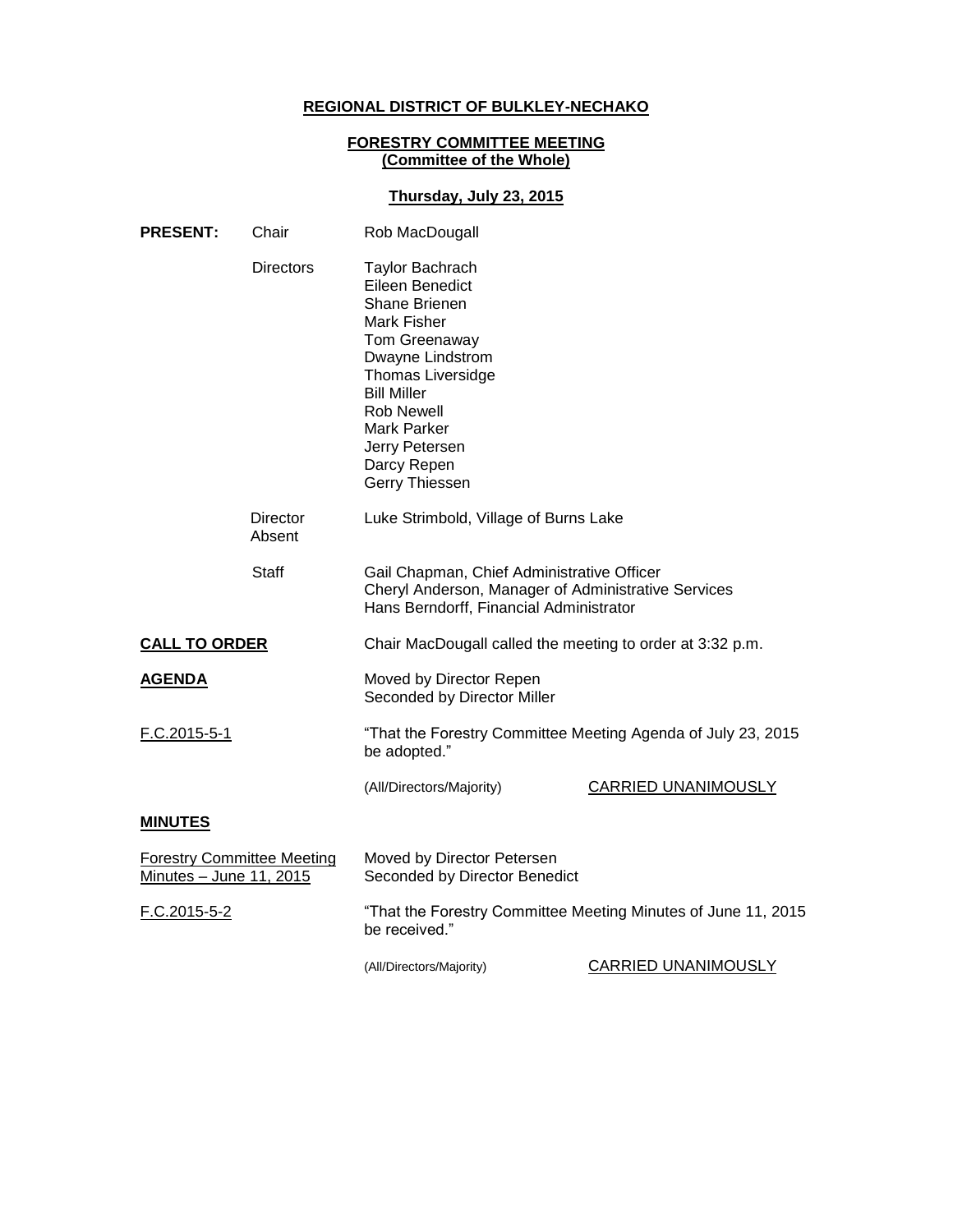**REGIONAL DISTRICT OF BULKLEY-NECHAKO**

**FORESTRY COMMITTEE MEETING**
**(Committee of the Whole)**

**Thursday, July 23, 2015**

**PRESENT:** Chair — Rob MacDougall

Directors — Taylor Bachrach, Eileen Benedict, Shane Brienen, Mark Fisher, Tom Greenaway, Dwayne Lindstrom, Thomas Liversidge, Bill Miller, Rob Newell, Mark Parker, Jerry Petersen, Darcy Repen, Gerry Thiessen

Director Absent — Luke Strimbold, Village of Burns Lake

Staff — Gail Chapman, Chief Administrative Officer; Cheryl Anderson, Manager of Administrative Services; Hans Berndorff, Financial Administrator

**CALL TO ORDER**

Chair MacDougall called the meeting to order at 3:32 p.m.

**AGENDA**

Moved by Director Repen
Seconded by Director Miller

F.C.2015-5-1

"That the Forestry Committee Meeting Agenda of July 23, 2015 be adopted."

(All/Directors/Majority) CARRIED UNANIMOUSLY

**MINUTES**

Forestry Committee Meeting Minutes – June 11, 2015

Moved by Director Petersen
Seconded by Director Benedict

F.C.2015-5-2

"That the Forestry Committee Meeting Minutes of June 11, 2015 be received."

(All/Directors/Majority) CARRIED UNANIMOUSLY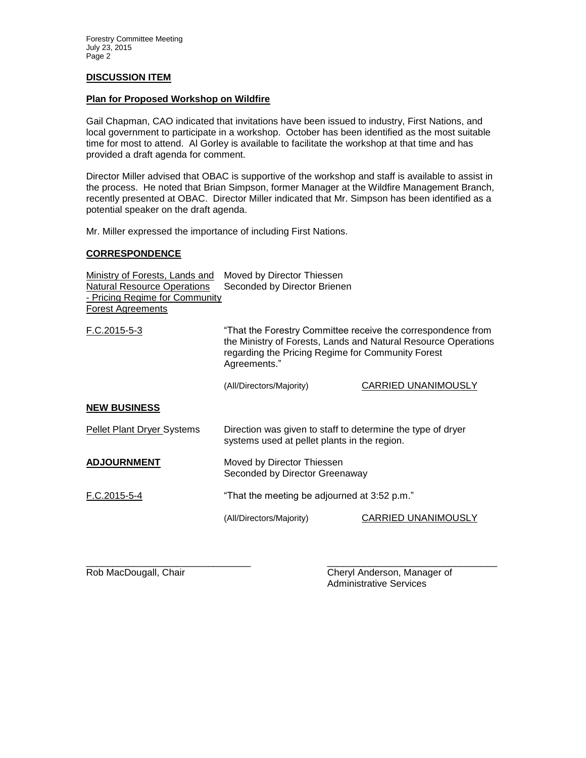## DISCUSSION ITEM

### Plan for Proposed Workshop on Wildfire

Gail Chapman, CAO indicated that invitations have been issued to industry, First Nations, and local government to participate in a workshop. October has been identified as the most suitable time for most to attend. Al Gorley is available to facilitate the workshop at that time and has provided a draft agenda for comment.

Director Miller advised that OBAC is supportive of the workshop and staff is available to assist in the process. He noted that Brian Simpson, former Manager at the Wildfire Management Branch, recently presented at OBAC. Director Miller indicated that Mr. Simpson has been identified as a potential speaker on the draft agenda.

Mr. Miller expressed the importance of including First Nations.

## CORRESPONDENCE

| | | |
|---|---|---|
| Ministry of Forests, Lands and Natural Resource Operations - Pricing Regime for Community Forest Agreements | Moved by Director Thiessen<br>Seconded by Director Brienen | |
| F.C.2015-5-3 | "That the Forestry Committee receive the correspondence from the Ministry of Forests, Lands and Natural Resource Operations regarding the Pricing Regime for Community Forest Agreements." | |
| | (All/Directors/Majority) | CARRIED UNANIMOUSLY |

## NEW BUSINESS

| | | |
|---|---|---|
| Pellet Plant Dryer Systems | Direction was given to staff to determine the type of dryer systems used at pellet plants in the region. | |
| **ADJOURNMENT** | Moved by Director Thiessen<br>Seconded by Director Greenaway | |
| F.C.2015-5-4 | "That the meeting be adjourned at 3:52 p.m." | |
| | (All/Directors/Majority) | CARRIED UNANIMOUSLY |

_______________________________
Rob MacDougall, Chair

_______________________________
Cheryl Anderson, Manager of Administrative Services